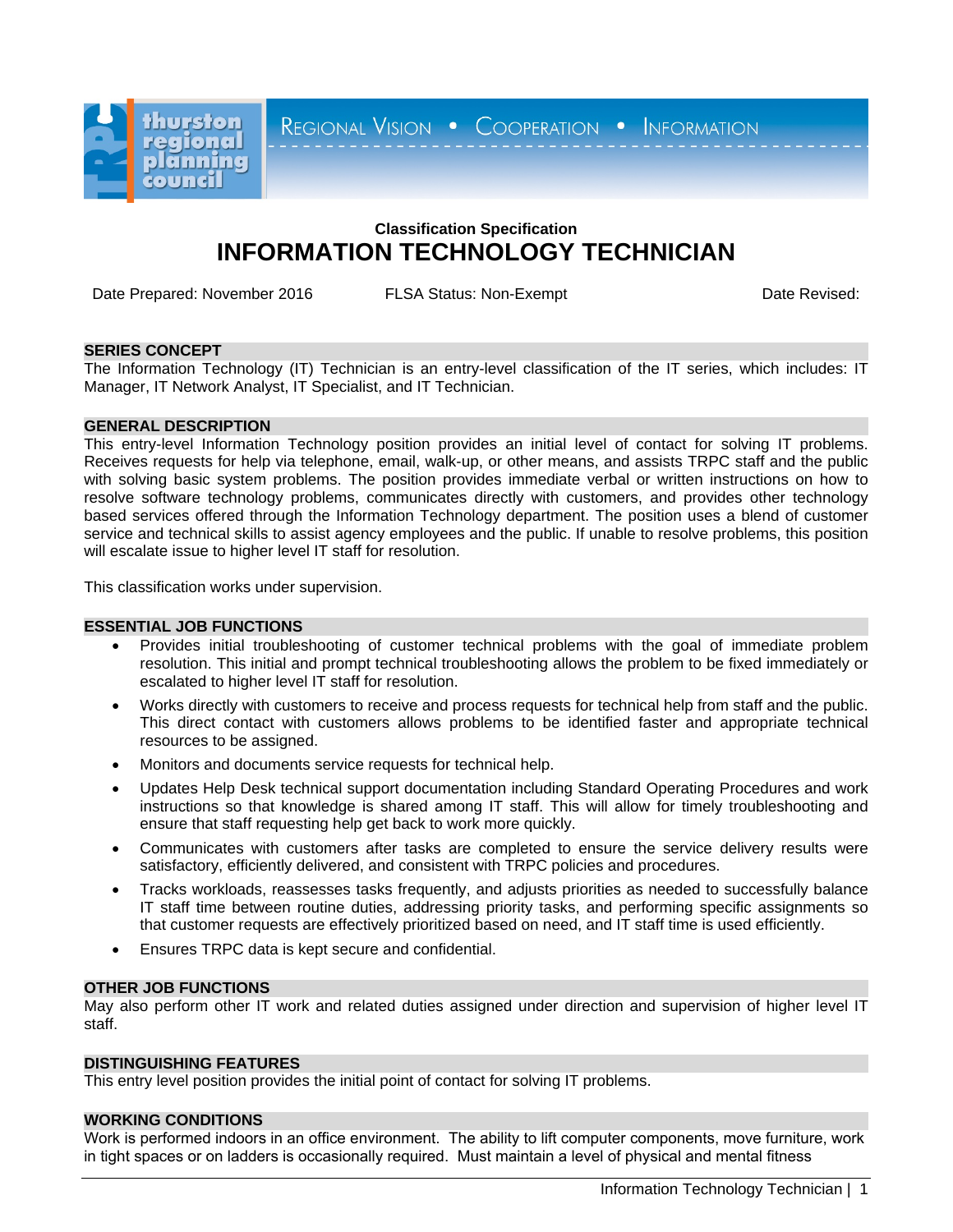thurston regional planning council

REGIONAL VISION • COOPERATION • INFORMATION

**Classification Specification**

# INFORMATION TECHNOLOGY TECHNICIAN

Date Prepared: November 2016 FLSA Status: Non-Exempt Date Revised:

## SERIES CONCEPT

The Information Technology (IT) Technician is an entry-level classification of the IT series, which includes: IT Manager, IT Network Analyst, IT Specialist, and IT Technician.

## GENERAL DESCRIPTION

This entry-level Information Technology position provides an initial level of contact for solving IT problems. Receives requests for help via telephone, email, walk-up, or other means, and assists TRPC staff and the public with solving basic system problems. The position provides immediate verbal or written instructions on how to resolve software technology problems, communicates directly with customers, and provides other technology based services offered through the Information Technology department. The position uses a blend of customer service and technical skills to assist agency employees and the public. If unable to resolve problems, this position will escalate issue to higher level IT staff for resolution.

This classification works under supervision.

## ESSENTIAL JOB FUNCTIONS

- Provides initial troubleshooting of customer technical problems with the goal of immediate problem resolution. This initial and prompt technical troubleshooting allows the problem to be fixed immediately or escalated to higher level IT staff for resolution.
- Works directly with customers to receive and process requests for technical help from staff and the public. This direct contact with customers allows problems to be identified faster and appropriate technical resources to be assigned.
- Monitors and documents service requests for technical help.
- Updates Help Desk technical support documentation including Standard Operating Procedures and work instructions so that knowledge is shared among IT staff. This will allow for timely troubleshooting and ensure that staff requesting help get back to work more quickly.
- Communicates with customers after tasks are completed to ensure the service delivery results were satisfactory, efficiently delivered, and consistent with TRPC policies and procedures.
- Tracks workloads, reassesses tasks frequently, and adjusts priorities as needed to successfully balance IT staff time between routine duties, addressing priority tasks, and performing specific assignments so that customer requests are effectively prioritized based on need, and IT staff time is used efficiently.
- Ensures TRPC data is kept secure and confidential.

## OTHER JOB FUNCTIONS

May also perform other IT work and related duties assigned under direction and supervision of higher level IT staff.

## DISTINGUISHING FEATURES

This entry level position provides the initial point of contact for solving IT problems.

## WORKING CONDITIONS

Work is performed indoors in an office environment. The ability to lift computer components, move furniture, work in tight spaces or on ladders is occasionally required. Must maintain a level of physical and mental fitness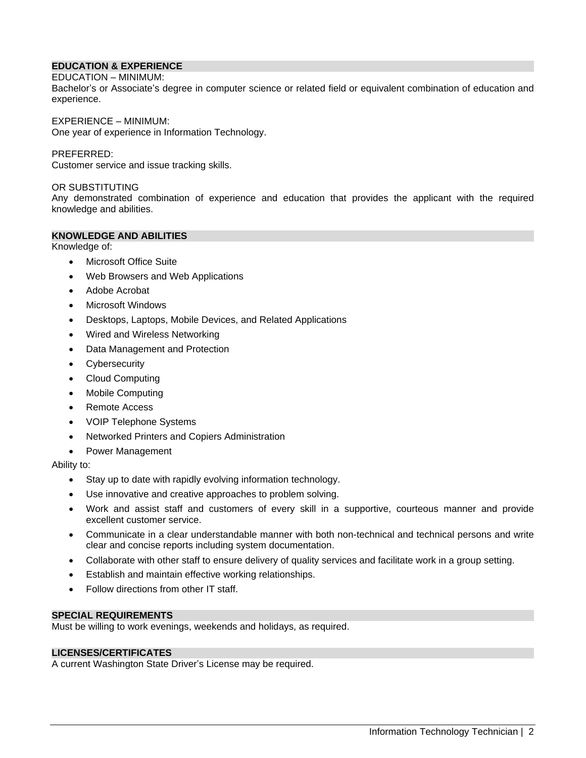## EDUCATION & EXPERIENCE

EDUCATION – MINIMUM:
Bachelor's or Associate's degree in computer science or related field or equivalent combination of education and experience.

EXPERIENCE – MINIMUM:
One year of experience in Information Technology.

PREFERRED:
Customer service and issue tracking skills.

OR SUBSTITUTING
Any demonstrated combination of experience and education that provides the applicant with the required knowledge and abilities.

## KNOWLEDGE AND ABILITIES

Knowledge of:

- Microsoft Office Suite
- Web Browsers and Web Applications
- Adobe Acrobat
- Microsoft Windows
- Desktops, Laptops, Mobile Devices, and Related Applications
- Wired and Wireless Networking
- Data Management and Protection
- Cybersecurity
- Cloud Computing
- Mobile Computing
- Remote Access
- VOIP Telephone Systems
- Networked Printers and Copiers Administration
- Power Management

Ability to:

- Stay up to date with rapidly evolving information technology.
- Use innovative and creative approaches to problem solving.
- Work and assist staff and customers of every skill in a supportive, courteous manner and provide excellent customer service.
- Communicate in a clear understandable manner with both non-technical and technical persons and write clear and concise reports including system documentation.
- Collaborate with other staff to ensure delivery of quality services and facilitate work in a group setting.
- Establish and maintain effective working relationships.
- Follow directions from other IT staff.

## SPECIAL REQUIREMENTS

Must be willing to work evenings, weekends and holidays, as required.

## LICENSES/CERTIFICATES

A current Washington State Driver's License may be required.